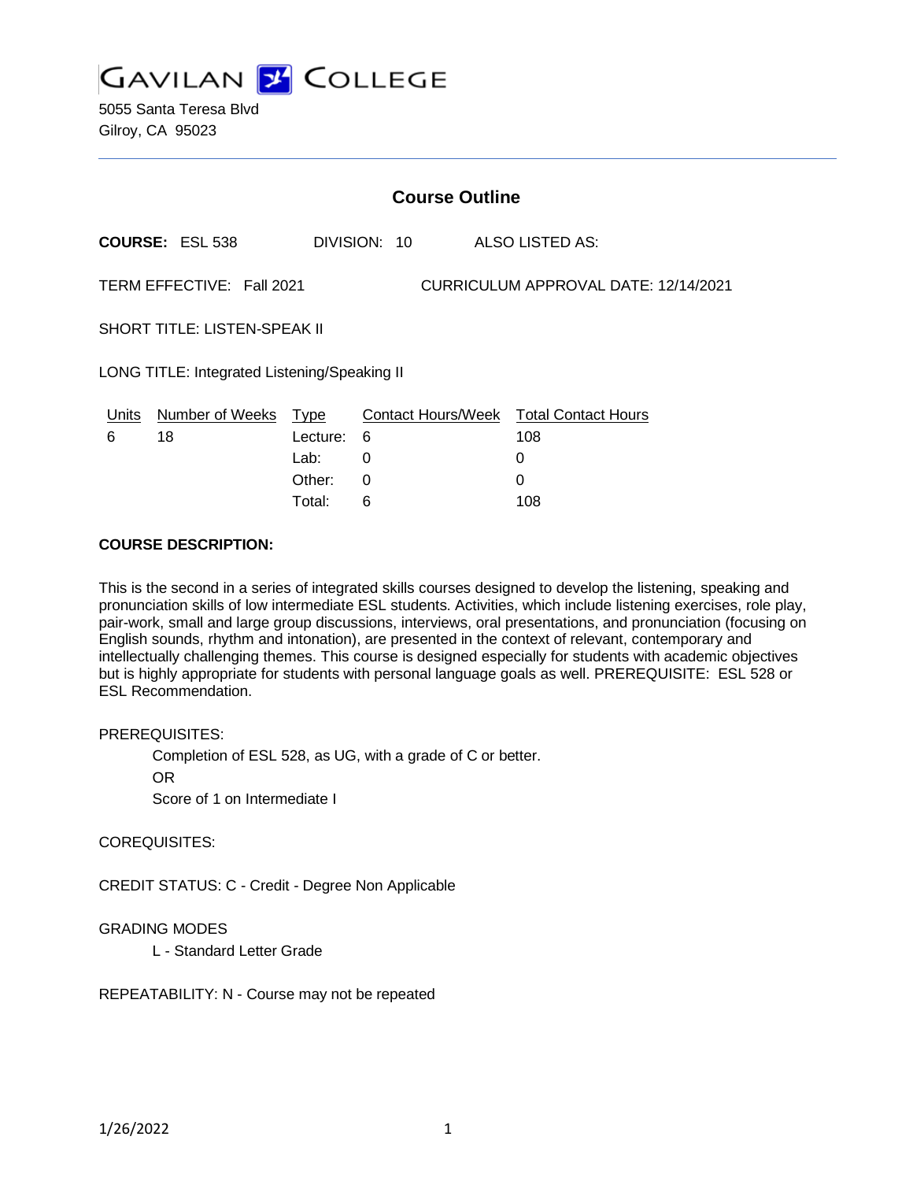# GAVILAN COLLEGE

5055 Santa Teresa Blvd
Gilroy, CA 95023

## Course Outline

**COURSE:** ESL 538 DIVISION: 10 ALSO LISTED AS:

TERM EFFECTIVE: Fall 2021 CURRICULUM APPROVAL DATE: 12/14/2021

SHORT TITLE: LISTEN-SPEAK II

LONG TITLE: Integrated Listening/Speaking II

| Units | Number of Weeks | Type | Contact Hours/Week | Total Contact Hours |
|---|---|---|---|---|
| 6 | 18 | Lecture: | 6 | 108 |
| | | Lab: | 0 | 0 |
| | | Other: | 0 | 0 |
| | | Total: | 6 | 108 |

**COURSE DESCRIPTION:**

This is the second in a series of integrated skills courses designed to develop the listening, speaking and pronunciation skills of low intermediate ESL students. Activities, which include listening exercises, role play, pair-work, small and large group discussions, interviews, oral presentations, and pronunciation (focusing on English sounds, rhythm and intonation), are presented in the context of relevant, contemporary and intellectually challenging themes. This course is designed especially for students with academic objectives but is highly appropriate for students with personal language goals as well. PREREQUISITE: ESL 528 or ESL Recommendation.

PREREQUISITES:

Completion of ESL 528, as UG, with a grade of C or better.
OR
Score of 1 on Intermediate I

COREQUISITES:

CREDIT STATUS: C - Credit - Degree Non Applicable

GRADING MODES

L - Standard Letter Grade

REPEATABILITY: N - Course may not be repeated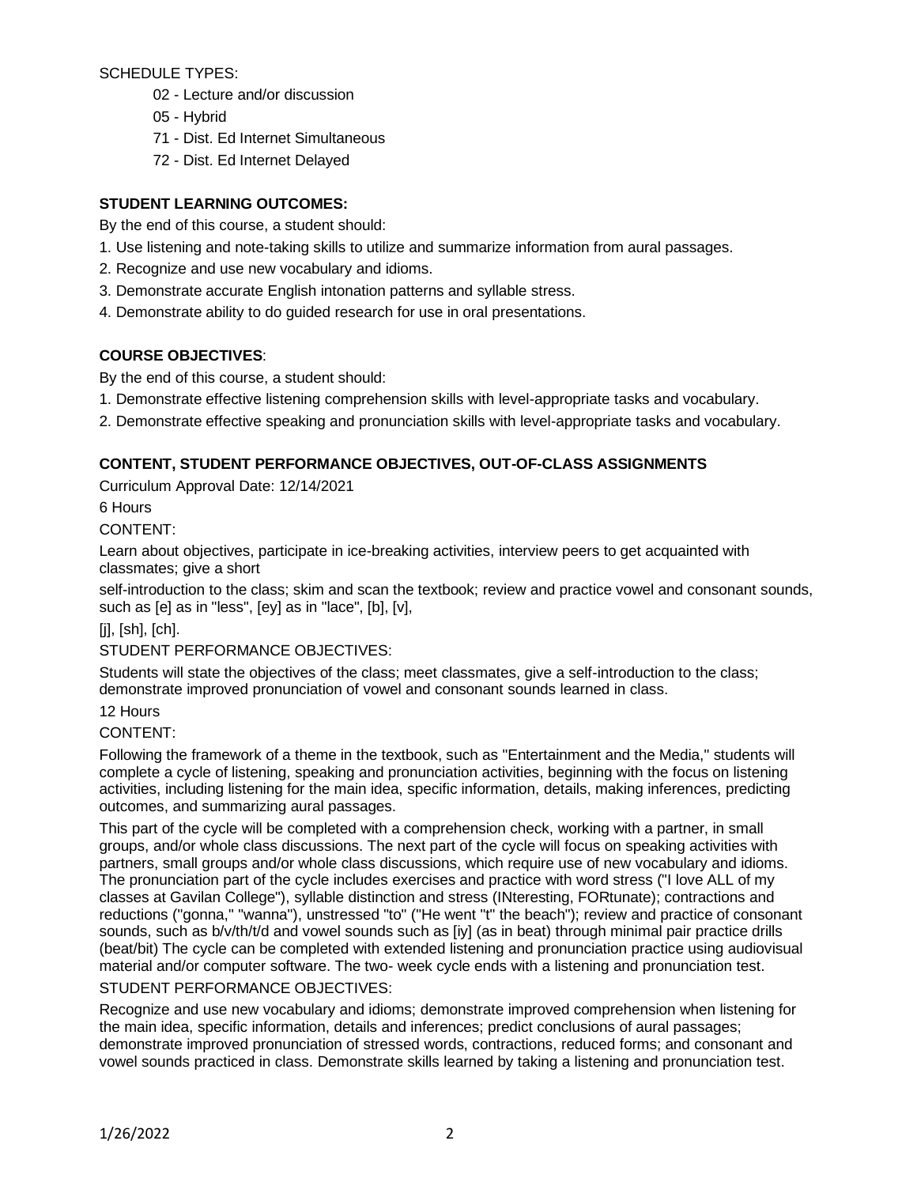SCHEDULE TYPES:

- 02 - Lecture and/or discussion
- 05 - Hybrid
- 71 - Dist. Ed Internet Simultaneous
- 72 - Dist. Ed Internet Delayed

**STUDENT LEARNING OUTCOMES:**

By the end of this course, a student should:

1. Use listening and note-taking skills to utilize and summarize information from aural passages.
2. Recognize and use new vocabulary and idioms.
3. Demonstrate accurate English intonation patterns and syllable stress.
4. Demonstrate ability to do guided research for use in oral presentations.

**COURSE OBJECTIVES**:

By the end of this course, a student should:

1. Demonstrate effective listening comprehension skills with level-appropriate tasks and vocabulary.
2. Demonstrate effective speaking and pronunciation skills with level-appropriate tasks and vocabulary.

**CONTENT, STUDENT PERFORMANCE OBJECTIVES, OUT-OF-CLASS ASSIGNMENTS**

Curriculum Approval Date: 12/14/2021

6 Hours

CONTENT:

Learn about objectives, participate in ice-breaking activities, interview peers to get acquainted with classmates; give a short self-introduction to the class; skim and scan the textbook; review and practice vowel and consonant sounds, such as [e] as in "less", [ey] as in "lace", [b], [v], [j], [sh], [ch].

STUDENT PERFORMANCE OBJECTIVES:

Students will state the objectives of the class; meet classmates, give a self-introduction to the class; demonstrate improved pronunciation of vowel and consonant sounds learned in class.

12 Hours

CONTENT:

Following the framework of a theme in the textbook, such as "Entertainment and the Media," students will complete a cycle of listening, speaking and pronunciation activities, beginning with the focus on listening activities, including listening for the main idea, specific information, details, making inferences, predicting outcomes, and summarizing aural passages.

This part of the cycle will be completed with a comprehension check, working with a partner, in small groups, and/or whole class discussions. The next part of the cycle will focus on speaking activities with partners, small groups and/or whole class discussions, which require use of new vocabulary and idioms. The pronunciation part of the cycle includes exercises and practice with word stress ("I love ALL of my classes at Gavilan College"), syllable distinction and stress (INteresting, FORtunate); contractions and reductions ("gonna," "wanna"), unstressed "to" ("He went "t" the beach"); review and practice of consonant sounds, such as b/v/th/t/d and vowel sounds such as [iy] (as in beat) through minimal pair practice drills (beat/bit) The cycle can be completed with extended listening and pronunciation practice using audiovisual material and/or computer software. The two- week cycle ends with a listening and pronunciation test.

STUDENT PERFORMANCE OBJECTIVES:

Recognize and use new vocabulary and idioms; demonstrate improved comprehension when listening for the main idea, specific information, details and inferences; predict conclusions of aural passages; demonstrate improved pronunciation of stressed words, contractions, reduced forms; and consonant and vowel sounds practiced in class. Demonstrate skills learned by taking a listening and pronunciation test.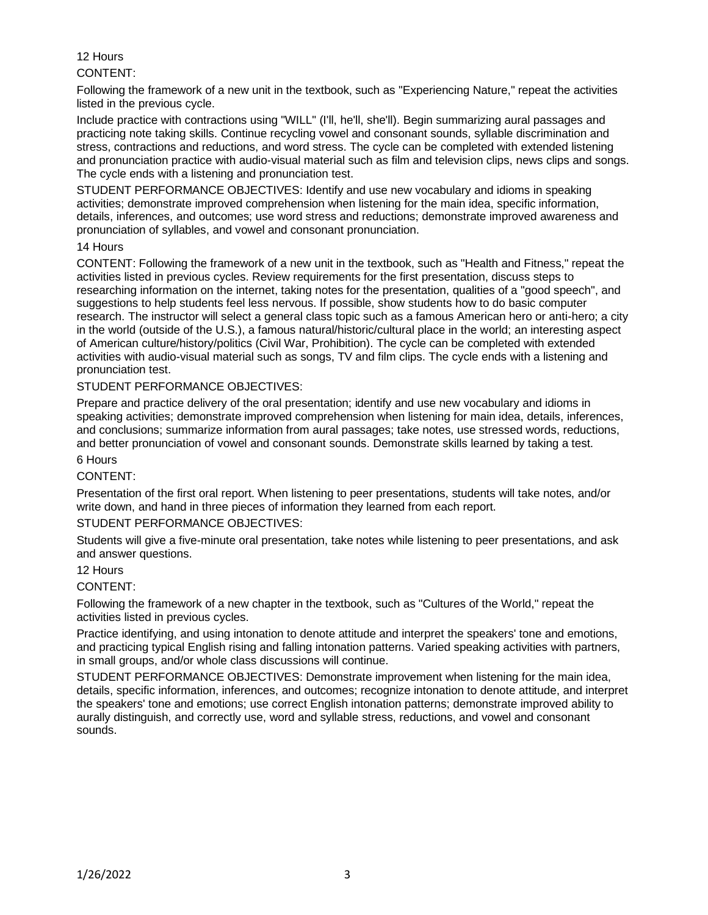12 Hours

CONTENT:

Following the framework of a new unit in the textbook, such as "Experiencing Nature," repeat the activities listed in the previous cycle.

Include practice with contractions using "WILL" (I'll, he'll, she'll). Begin summarizing aural passages and practicing note taking skills. Continue recycling vowel and consonant sounds, syllable discrimination and stress, contractions and reductions, and word stress. The cycle can be completed with extended listening and pronunciation practice with audio-visual material such as film and television clips, news clips and songs. The cycle ends with a listening and pronunciation test.

STUDENT PERFORMANCE OBJECTIVES: Identify and use new vocabulary and idioms in speaking activities; demonstrate improved comprehension when listening for the main idea, specific information, details, inferences, and outcomes; use word stress and reductions; demonstrate improved awareness and pronunciation of syllables, and vowel and consonant pronunciation.

14 Hours

CONTENT: Following the framework of a new unit in the textbook, such as "Health and Fitness," repeat the activities listed in previous cycles. Review requirements for the first presentation, discuss steps to researching information on the internet, taking notes for the presentation, qualities of a "good speech", and suggestions to help students feel less nervous. If possible, show students how to do basic computer research. The instructor will select a general class topic such as a famous American hero or anti-hero; a city in the world (outside of the U.S.), a famous natural/historic/cultural place in the world; an interesting aspect of American culture/history/politics (Civil War, Prohibition). The cycle can be completed with extended activities with audio-visual material such as songs, TV and film clips. The cycle ends with a listening and pronunciation test.

STUDENT PERFORMANCE OBJECTIVES:

Prepare and practice delivery of the oral presentation; identify and use new vocabulary and idioms in speaking activities; demonstrate improved comprehension when listening for main idea, details, inferences, and conclusions; summarize information from aural passages; take notes, use stressed words, reductions, and better pronunciation of vowel and consonant sounds. Demonstrate skills learned by taking a test.

6 Hours

CONTENT:

Presentation of the first oral report. When listening to peer presentations, students will take notes, and/or write down, and hand in three pieces of information they learned from each report.

STUDENT PERFORMANCE OBJECTIVES:

Students will give a five-minute oral presentation, take notes while listening to peer presentations, and ask and answer questions.

12 Hours

CONTENT:

Following the framework of a new chapter in the textbook, such as "Cultures of the World," repeat the activities listed in previous cycles.

Practice identifying, and using intonation to denote attitude and interpret the speakers' tone and emotions, and practicing typical English rising and falling intonation patterns. Varied speaking activities with partners, in small groups, and/or whole class discussions will continue.

STUDENT PERFORMANCE OBJECTIVES: Demonstrate improvement when listening for the main idea, details, specific information, inferences, and outcomes; recognize intonation to denote attitude, and interpret the speakers' tone and emotions; use correct English intonation patterns; demonstrate improved ability to aurally distinguish, and correctly use, word and syllable stress, reductions, and vowel and consonant sounds.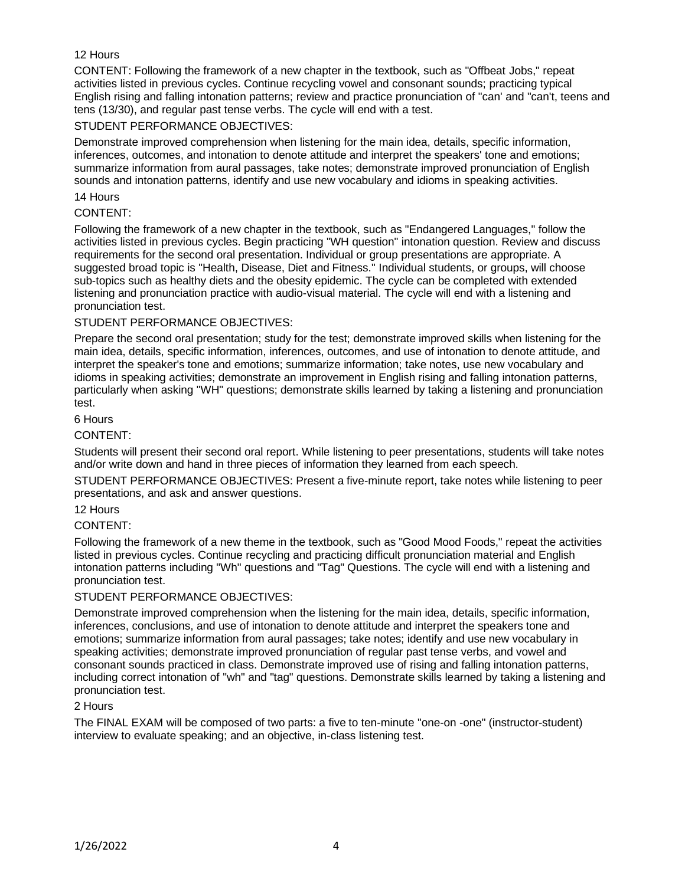12 Hours

CONTENT: Following the framework of a new chapter in the textbook, such as "Offbeat Jobs," repeat activities listed in previous cycles. Continue recycling vowel and consonant sounds; practicing typical English rising and falling intonation patterns; review and practice pronunciation of "can' and "can't, teens and tens (13/30), and regular past tense verbs. The cycle will end with a test.

STUDENT PERFORMANCE OBJECTIVES:

Demonstrate improved comprehension when listening for the main idea, details, specific information, inferences, outcomes, and intonation to denote attitude and interpret the speakers' tone and emotions; summarize information from aural passages, take notes; demonstrate improved pronunciation of English sounds and intonation patterns, identify and use new vocabulary and idioms in speaking activities.

14 Hours

CONTENT:

Following the framework of a new chapter in the textbook, such as "Endangered Languages," follow the activities listed in previous cycles. Begin practicing "WH question" intonation question. Review and discuss requirements for the second oral presentation. Individual or group presentations are appropriate. A suggested broad topic is "Health, Disease, Diet and Fitness." Individual students, or groups, will choose sub-topics such as healthy diets and the obesity epidemic. The cycle can be completed with extended listening and pronunciation practice with audio-visual material. The cycle will end with a listening and pronunciation test.

STUDENT PERFORMANCE OBJECTIVES:

Prepare the second oral presentation; study for the test; demonstrate improved skills when listening for the main idea, details, specific information, inferences, outcomes, and use of intonation to denote attitude, and interpret the speaker's tone and emotions; summarize information; take notes, use new vocabulary and idioms in speaking activities; demonstrate an improvement in English rising and falling intonation patterns, particularly when asking "WH" questions; demonstrate skills learned by taking a listening and pronunciation test.

6 Hours

CONTENT:

Students will present their second oral report. While listening to peer presentations, students will take notes and/or write down and hand in three pieces of information they learned from each speech.

STUDENT PERFORMANCE OBJECTIVES: Present a five-minute report, take notes while listening to peer presentations, and ask and answer questions.

12 Hours

CONTENT:

Following the framework of a new theme in the textbook, such as "Good Mood Foods," repeat the activities listed in previous cycles. Continue recycling and practicing difficult pronunciation material and English intonation patterns including "Wh" questions and "Tag" Questions. The cycle will end with a listening and pronunciation test.

STUDENT PERFORMANCE OBJECTIVES:

Demonstrate improved comprehension when the listening for the main idea, details, specific information, inferences, conclusions, and use of intonation to denote attitude and interpret the speakers tone and emotions; summarize information from aural passages; take notes; identify and use new vocabulary in speaking activities; demonstrate improved pronunciation of regular past tense verbs, and vowel and consonant sounds practiced in class. Demonstrate improved use of rising and falling intonation patterns, including correct intonation of "wh" and "tag" questions. Demonstrate skills learned by taking a listening and pronunciation test.

2 Hours

The FINAL EXAM will be composed of two parts: a five to ten-minute "one-on -one" (instructor-student) interview to evaluate speaking; and an objective, in-class listening test.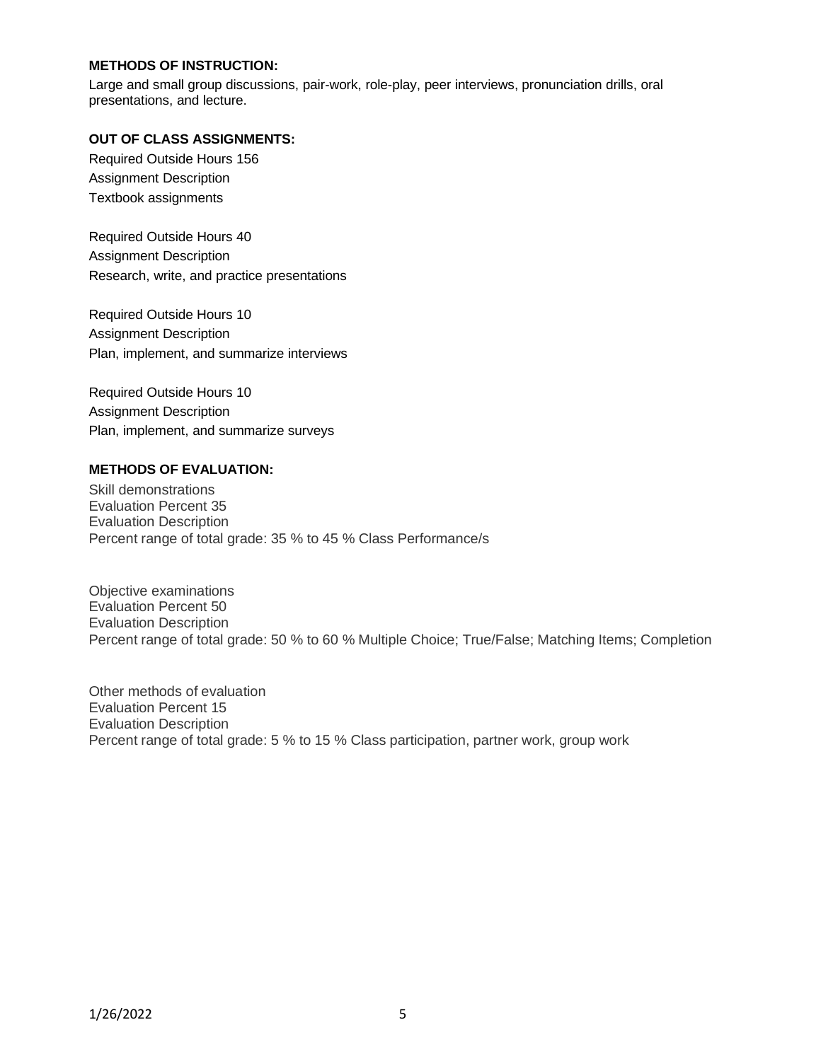**METHODS OF INSTRUCTION:**

Large and small group discussions, pair-work, role-play, peer interviews, pronunciation drills, oral presentations, and lecture.

**OUT OF CLASS ASSIGNMENTS:**

Required Outside Hours 156
Assignment Description
Textbook assignments

Required Outside Hours 40
Assignment Description
Research, write, and practice presentations

Required Outside Hours 10
Assignment Description
Plan, implement, and summarize interviews

Required Outside Hours 10
Assignment Description
Plan, implement, and summarize surveys

**METHODS OF EVALUATION:**

Skill demonstrations
Evaluation Percent 35
Evaluation Description
Percent range of total grade: 35 % to 45 % Class Performance/s

Objective examinations
Evaluation Percent 50
Evaluation Description
Percent range of total grade: 50 % to 60 % Multiple Choice; True/False; Matching Items; Completion

Other methods of evaluation
Evaluation Percent 15
Evaluation Description
Percent range of total grade: 5 % to 15 % Class participation, partner work, group work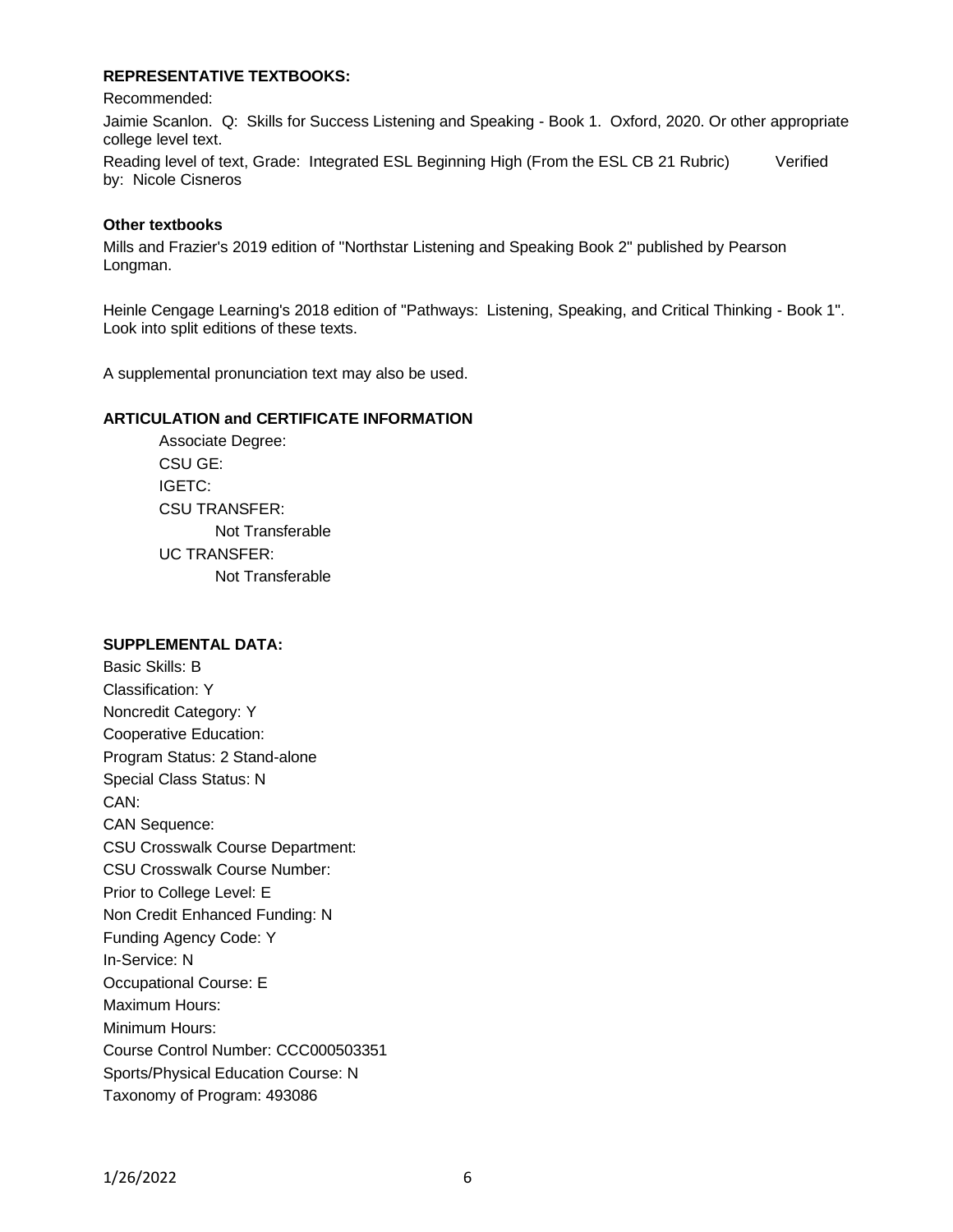**REPRESENTATIVE TEXTBOOKS:**

Recommended:

Jaimie Scanlon. Q: Skills for Success Listening and Speaking - Book 1. Oxford, 2020. Or other appropriate college level text.

Reading level of text, Grade: Integrated ESL Beginning High (From the ESL CB 21 Rubric) Verified by: Nicole Cisneros

**Other textbooks**

Mills and Frazier's 2019 edition of "Northstar Listening and Speaking Book 2" published by Pearson Longman.

Heinle Cengage Learning's 2018 edition of "Pathways: Listening, Speaking, and Critical Thinking - Book 1". Look into split editions of these texts.

A supplemental pronunciation text may also be used.

**ARTICULATION and CERTIFICATE INFORMATION**

Associate Degree:
CSU GE:
IGETC:
CSU TRANSFER:
    Not Transferable
UC TRANSFER:
    Not Transferable

**SUPPLEMENTAL DATA:**

Basic Skills: B
Classification: Y
Noncredit Category: Y
Cooperative Education:
Program Status: 2 Stand-alone
Special Class Status: N
CAN:
CAN Sequence:
CSU Crosswalk Course Department:
CSU Crosswalk Course Number:
Prior to College Level: E
Non Credit Enhanced Funding: N
Funding Agency Code: Y
In-Service: N
Occupational Course: E
Maximum Hours:
Minimum Hours:
Course Control Number: CCC000503351
Sports/Physical Education Course: N
Taxonomy of Program: 493086